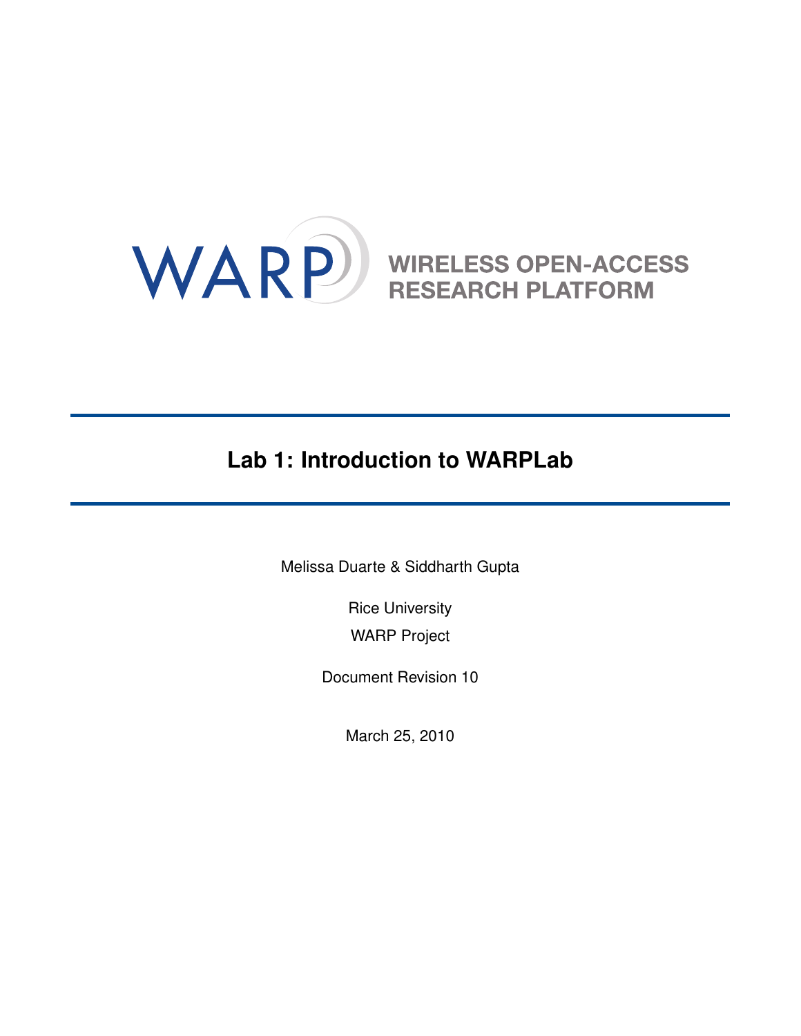WARP

WIRELESS OPEN-ACCESS RESEARCH PLATFORM

# Lab 1: Introduction to WARPLab

Melissa Duarte & Siddharth Gupta

Rice University

WARP Project

Document Revision 10

March 25, 2010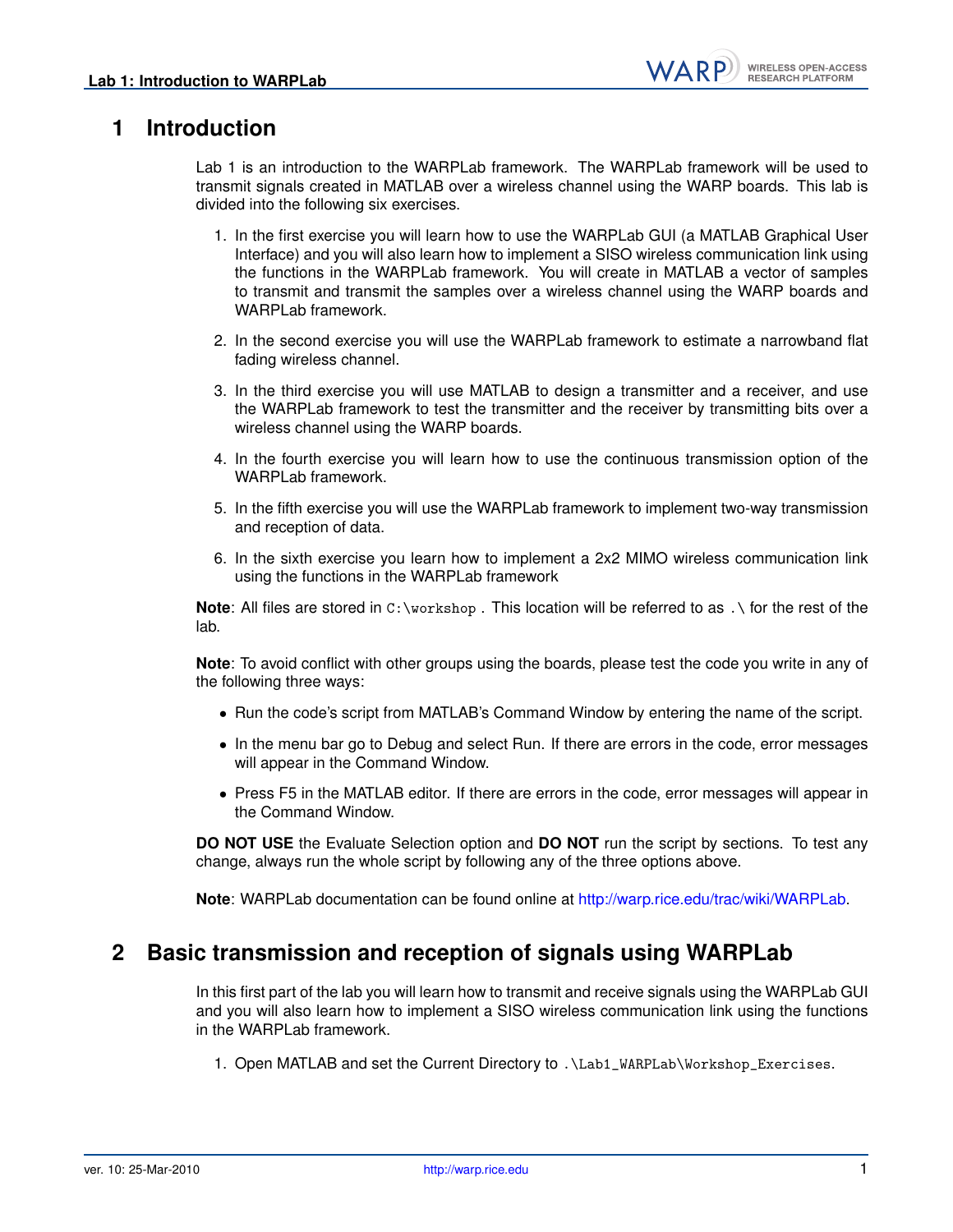# 1 Introduction

Lab 1 is an introduction to the WARPLab framework. The WARPLab framework will be used to transmit signals created in MATLAB over a wireless channel using the WARP boards. This lab is divided into the following six exercises.

1. In the first exercise you will learn how to use the WARPLab GUI (a MATLAB Graphical User Interface) and you will also learn how to implement a SISO wireless communication link using the functions in the WARPLab framework. You will create in MATLAB a vector of samples to transmit and transmit the samples over a wireless channel using the WARP boards and WARPLab framework.

2. In the second exercise you will use the WARPLab framework to estimate a narrowband flat fading wireless channel.

3. In the third exercise you will use MATLAB to design a transmitter and a receiver, and use the WARPLab framework to test the transmitter and the receiver by transmitting bits over a wireless channel using the WARP boards.

4. In the fourth exercise you will learn how to use the continuous transmission option of the WARPLab framework.

5. In the fifth exercise you will use the WARPLab framework to implement two-way transmission and reception of data.

6. In the sixth exercise you learn how to implement a 2x2 MIMO wireless communication link using the functions in the WARPLab framework

**Note**: All files are stored in `C:\workshop` . This location will be referred to as `.\` for the rest of the lab.

**Note**: To avoid conflict with other groups using the boards, please test the code you write in any of the following three ways:

- Run the code's script from MATLAB's Command Window by entering the name of the script.
- In the menu bar go to Debug and select Run. If there are errors in the code, error messages will appear in the Command Window.
- Press F5 in the MATLAB editor. If there are errors in the code, error messages will appear in the Command Window.

**DO NOT USE** the Evaluate Selection option and **DO NOT** run the script by sections. To test any change, always run the whole script by following any of the three options above.

**Note**: WARPLab documentation can be found online at http://warp.rice.edu/trac/wiki/WARPLab.

# 2 Basic transmission and reception of signals using WARPLab

In this first part of the lab you will learn how to transmit and receive signals using the WARPLab GUI and you will also learn how to implement a SISO wireless communication link using the functions in the WARPLab framework.

1. Open MATLAB and set the Current Directory to `.\Lab1_WARPLab\Workshop_Exercises`.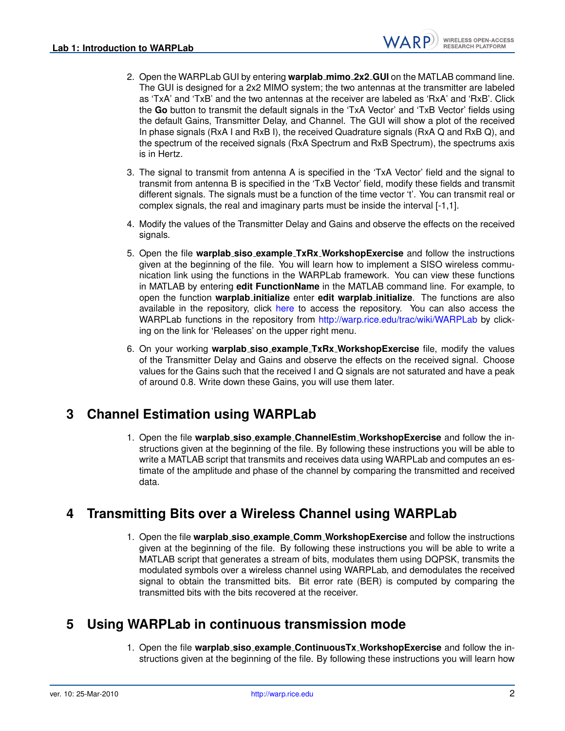2. Open the WARPLab GUI by entering **warplab_mimo_2x2_GUI** on the MATLAB command line. The GUI is designed for a 2x2 MIMO system; the two antennas at the transmitter are labeled as 'TxA' and 'TxB' and the two antennas at the receiver are labeled as 'RxA' and 'RxB'. Click the **Go** button to transmit the default signals in the 'TxA Vector' and 'TxB Vector' fields using the default Gains, Transmitter Delay, and Channel. The GUI will show a plot of the received In phase signals (RxA I and RxB I), the received Quadrature signals (RxA Q and RxB Q), and the spectrum of the received signals (RxA Spectrum and RxB Spectrum), the spectrums axis is in Hertz.

3. The signal to transmit from antenna A is specified in the 'TxA Vector' field and the signal to transmit from antenna B is specified in the 'TxB Vector' field, modify these fields and transmit different signals. The signals must be a function of the time vector 't'. You can transmit real or complex signals, the real and imaginary parts must be inside the interval [-1,1].

4. Modify the values of the Transmitter Delay and Gains and observe the effects on the received signals.

5. Open the file **warplab_siso_example_TxRx_WorkshopExercise** and follow the instructions given at the beginning of the file. You will learn how to implement a SISO wireless communication link using the functions in the WARPLab framework. You can view these functions in MATLAB by entering **edit FunctionName** in the MATLAB command line. For example, to open the function **warplab_initialize** enter **edit warplab_initialize**. The functions are also available in the repository, click here to access the repository. You can also access the WARPLab functions in the repository from http://warp.rice.edu/trac/wiki/WARPLab by clicking on the link for 'Releases' on the upper right menu.

6. On your working **warplab_siso_example_TxRx_WorkshopExercise** file, modify the values of the Transmitter Delay and Gains and observe the effects on the received signal. Choose values for the Gains such that the received I and Q signals are not saturated and have a peak of around 0.8. Write down these Gains, you will use them later.

## 3 Channel Estimation using WARPLab

1. Open the file **warplab_siso_example_ChannelEstim_WorkshopExercise** and follow the instructions given at the beginning of the file. By following these instructions you will be able to write a MATLAB script that transmits and receives data using WARPLab and computes an estimate of the amplitude and phase of the channel by comparing the transmitted and received data.

## 4 Transmitting Bits over a Wireless Channel using WARPLab

1. Open the file **warplab_siso_example_Comm_WorkshopExercise** and follow the instructions given at the beginning of the file. By following these instructions you will be able to write a MATLAB script that generates a stream of bits, modulates them using DQPSK, transmits the modulated symbols over a wireless channel using WARPLab, and demodulates the received signal to obtain the transmitted bits. Bit error rate (BER) is computed by comparing the transmitted bits with the bits recovered at the receiver.

## 5 Using WARPLab in continuous transmission mode

1. Open the file **warplab_siso_example_ContinuousTx_WorkshopExercise** and follow the instructions given at the beginning of the file. By following these instructions you will learn how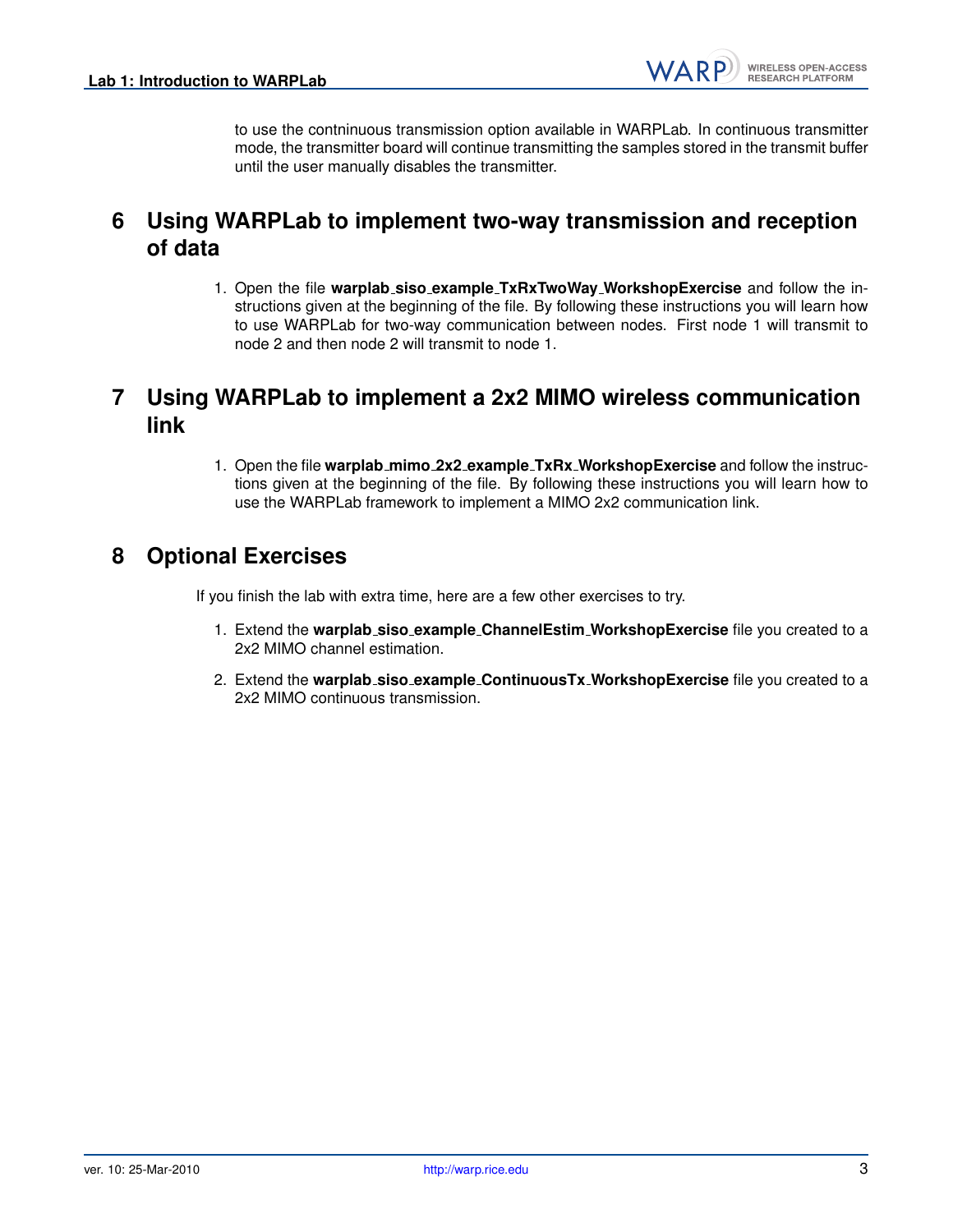to use the contninuous transmission option available in WARPLab. In continuous transmitter mode, the transmitter board will continue transmitting the samples stored in the transmit buffer until the user manually disables the transmitter.

## 6 Using WARPLab to implement two-way transmission and reception of data

1. Open the file **warplab_siso_example_TxRxTwoWay_WorkshopExercise** and follow the instructions given at the beginning of the file. By following these instructions you will learn how to use WARPLab for two-way communication between nodes. First node 1 will transmit to node 2 and then node 2 will transmit to node 1.

## 7 Using WARPLab to implement a 2x2 MIMO wireless communication link

1. Open the file **warplab_mimo_2x2_example_TxRx_WorkshopExercise** and follow the instructions given at the beginning of the file. By following these instructions you will learn how to use the WARPLab framework to implement a MIMO 2x2 communication link.

## 8 Optional Exercises

If you finish the lab with extra time, here are a few other exercises to try.

1. Extend the **warplab_siso_example_ChannelEstim_WorkshopExercise** file you created to a 2x2 MIMO channel estimation.
2. Extend the **warplab_siso_example_ContinuousTx_WorkshopExercise** file you created to a 2x2 MIMO continuous transmission.